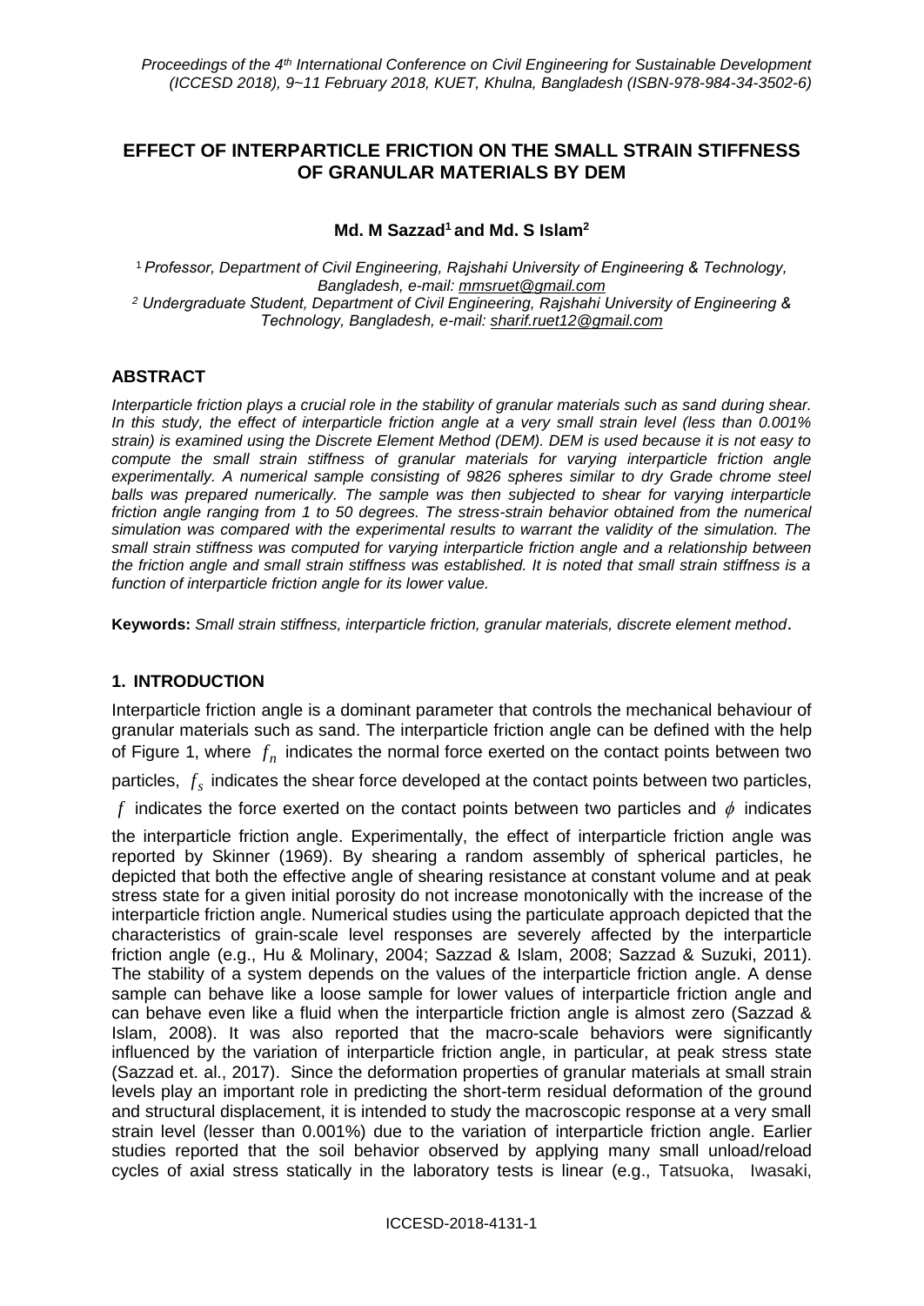# EFFECT OF INTERPARTICLE FRICTION ON THE SMALL STRAIN STIFFNESS OF GRANULAR MATERIALS BY DEM

**Md. M Sazzad[1] and Md. S Islam[2]**

[1] *Professor, Department of Civil Engineering, Rajshahi University of Engineering & Technology, Bangladesh, e-mail: mmsruet@gmail.com*
[2] *Undergraduate Student, Department of Civil Engineering, Rajshahi University of Engineering & Technology, Bangladesh, e-mail: sharif.ruet12@gmail.com*

## ABSTRACT

*Interparticle friction plays a crucial role in the stability of granular materials such as sand during shear. In this study, the effect of interparticle friction angle at a very small strain level (less than 0.001% strain) is examined using the Discrete Element Method (DEM). DEM is used because it is not easy to compute the small strain stiffness of granular materials for varying interparticle friction angle experimentally. A numerical sample consisting of 9826 spheres similar to dry Grade chrome steel balls was prepared numerically. The sample was then subjected to shear for varying interparticle friction angle ranging from 1 to 50 degrees. The stress-strain behavior obtained from the numerical simulation was compared with the experimental results to warrant the validity of the simulation. The small strain stiffness was computed for varying interparticle friction angle and a relationship between the friction angle and small strain stiffness was established. It is noted that small strain stiffness is a function of interparticle friction angle for its lower value.*

**Keywords:** *Small strain stiffness, interparticle friction, granular materials, discrete element method.*

## 1. INTRODUCTION

Interparticle friction angle is a dominant parameter that controls the mechanical behaviour of granular materials such as sand. The interparticle friction angle can be defined with the help of Figure 1, where $f_n$ indicates the normal force exerted on the contact points between two particles, $f_s$ indicates the shear force developed at the contact points between two particles, $f$ indicates the force exerted on the contact points between two particles and $\phi$ indicates the interparticle friction angle. Experimentally, the effect of interparticle friction angle was reported by Skinner (1969). By shearing a random assembly of spherical particles, he depicted that both the effective angle of shearing resistance at constant volume and at peak stress state for a given initial porosity do not increase monotonically with the increase of the interparticle friction angle. Numerical studies using the particulate approach depicted that the characteristics of grain-scale level responses are severely affected by the interparticle friction angle (e.g., Hu & Molinary, 2004; Sazzad & Islam, 2008; Sazzad & Suzuki, 2011). The stability of a system depends on the values of the interparticle friction angle. A dense sample can behave like a loose sample for lower values of interparticle friction angle and can behave even like a fluid when the interparticle friction angle is almost zero (Sazzad & Islam, 2008). It was also reported that the macro-scale behaviors were significantly influenced by the variation of interparticle friction angle, in particular, at peak stress state (Sazzad et. al., 2017). Since the deformation properties of granular materials at small strain levels play an important role in predicting the short-term residual deformation of the ground and structural displacement, it is intended to study the macroscopic response at a very small strain level (lesser than 0.001%) due to the variation of interparticle friction angle. Earlier studies reported that the soil behavior observed by applying many small unload/reload cycles of axial stress statically in the laboratory tests is linear (e.g., Tatsuoka, Iwasaki,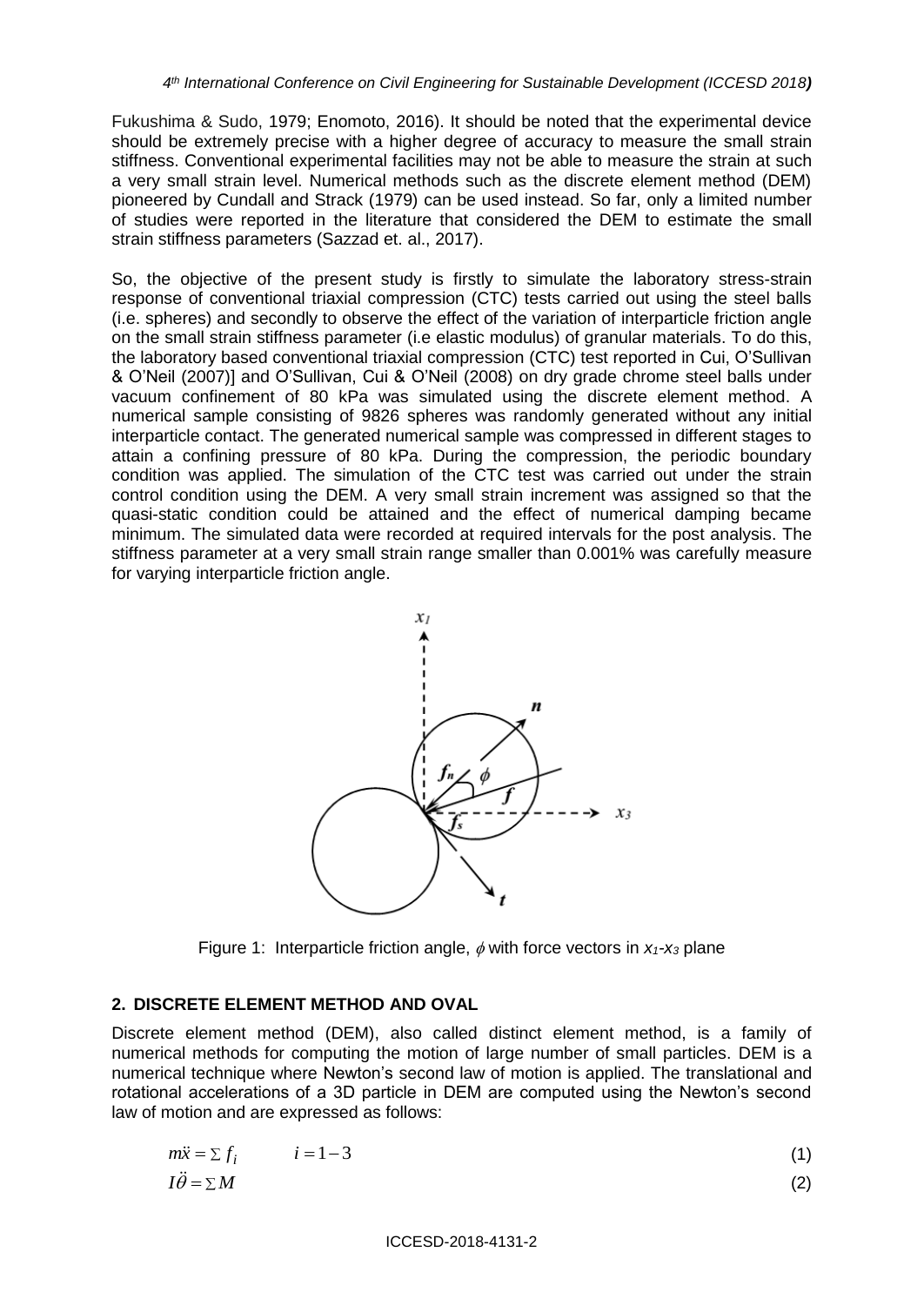Fukushima & Sudo, 1979; Enomoto, 2016). It should be noted that the experimental device should be extremely precise with a higher degree of accuracy to measure the small strain stiffness. Conventional experimental facilities may not be able to measure the strain at such a very small strain level. Numerical methods such as the discrete element method (DEM) pioneered by Cundall and Strack (1979) can be used instead. So far, only a limited number of studies were reported in the literature that considered the DEM to estimate the small strain stiffness parameters (Sazzad et. al., 2017).

So, the objective of the present study is firstly to simulate the laboratory stress-strain response of conventional triaxial compression (CTC) tests carried out using the steel balls (i.e. spheres) and secondly to observe the effect of the variation of interparticle friction angle on the small strain stiffness parameter (i.e elastic modulus) of granular materials. To do this, the laboratory based conventional triaxial compression (CTC) test reported in Cui, O'Sullivan & O'Neil (2007)] and O'Sullivan, Cui & O'Neil (2008) on dry grade chrome steel balls under vacuum confinement of 80 kPa was simulated using the discrete element method. A numerical sample consisting of 9826 spheres was randomly generated without any initial interparticle contact. The generated numerical sample was compressed in different stages to attain a confining pressure of 80 kPa. During the compression, the periodic boundary condition was applied. The simulation of the CTC test was carried out under the strain control condition using the DEM. A very small strain increment was assigned so that the quasi-static condition could be attained and the effect of numerical damping became minimum. The simulated data were recorded at required intervals for the post analysis. The stiffness parameter at a very small strain range smaller than 0.001% was carefully measure for varying interparticle friction angle.

Figure 1: Interparticle friction angle, $\phi$ with force vectors in $x_1$-$x_3$ plane

## 2. DISCRETE ELEMENT METHOD AND OVAL

Discrete element method (DEM), also called distinct element method, is a family of numerical methods for computing the motion of large number of small particles. DEM is a numerical technique where Newton's second law of motion is applied. The translational and rotational accelerations of a 3D particle in DEM are computed using the Newton's second law of motion and are expressed as follows:

$$m\ddot{x} = \sum f_i \qquad i = 1-3 \tag{1}$$

$$I\ddot{\theta} = \sum M \tag{2}$$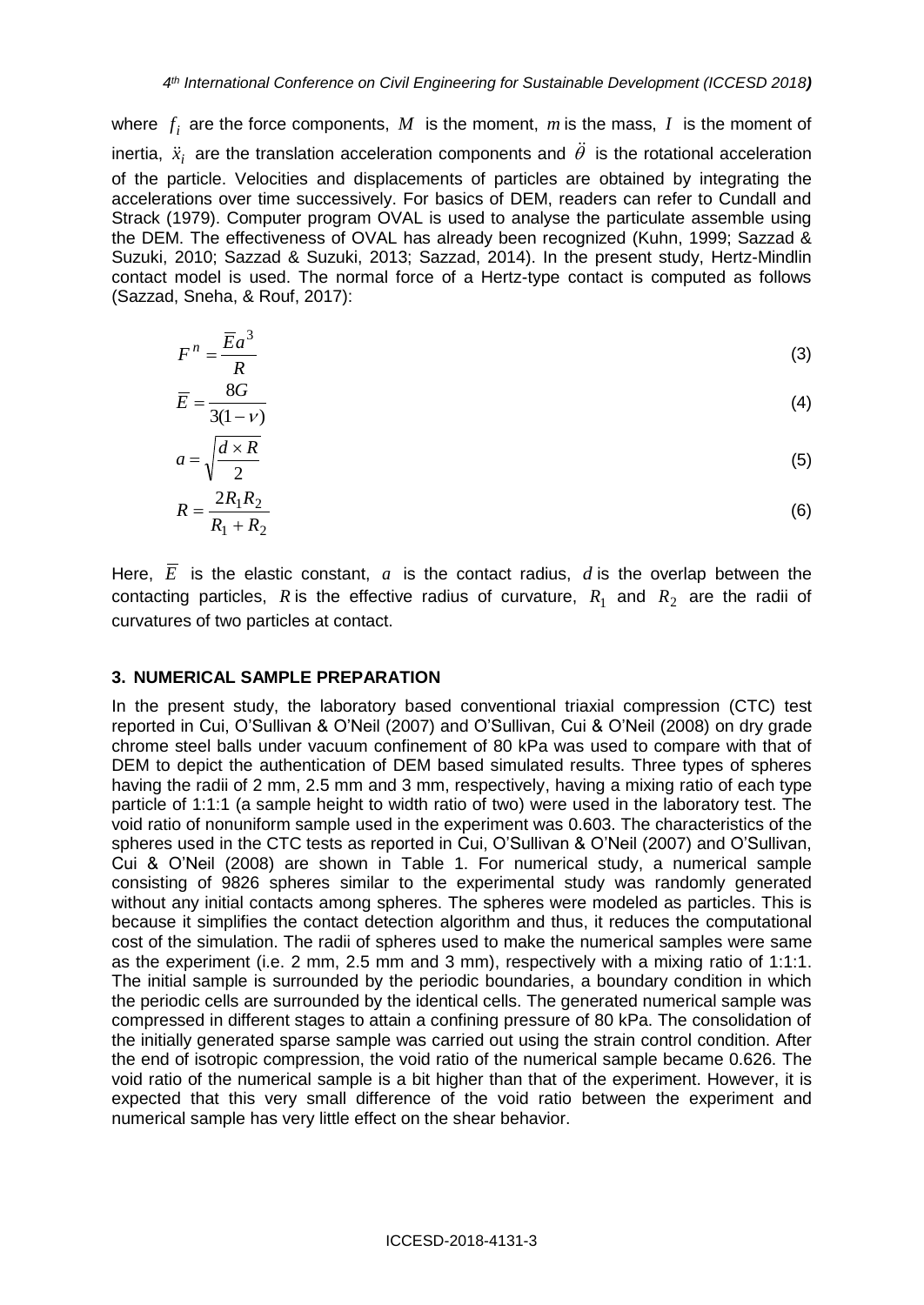where $f_i$ are the force components, $M$ is the moment, $m$ is the mass, $I$ is the moment of inertia, $\ddot{x}_i$ are the translation acceleration components and $\ddot{\theta}$ is the rotational acceleration of the particle. Velocities and displacements of particles are obtained by integrating the accelerations over time successively. For basics of DEM, readers can refer to Cundall and Strack (1979). Computer program OVAL is used to analyse the particulate assemble using the DEM. The effectiveness of OVAL has already been recognized (Kuhn, 1999; Sazzad & Suzuki, 2010; Sazzad & Suzuki, 2013; Sazzad, 2014). In the present study, Hertz-Mindlin contact model is used. The normal force of a Hertz-type contact is computed as follows (Sazzad, Sneha, & Rouf, 2017):

$$F^n = \frac{\overline{E}a^3}{R} \tag{3}$$

$$\overline{E} = \frac{8G}{3(1-\nu)} \tag{4}$$

$$a = \sqrt{\frac{d \times R}{2}} \tag{5}$$

$$R = \frac{2R_1R_2}{R_1 + R_2} \tag{6}$$

Here, $\overline{E}$ is the elastic constant, $a$ is the contact radius, $d$ is the overlap between the contacting particles, $R$ is the effective radius of curvature, $R_1$ and $R_2$ are the radii of curvatures of two particles at contact.

## 3. NUMERICAL SAMPLE PREPARATION

In the present study, the laboratory based conventional triaxial compression (CTC) test reported in Cui, O'Sullivan & O'Neil (2007) and O'Sullivan, Cui & O'Neil (2008) on dry grade chrome steel balls under vacuum confinement of 80 kPa was used to compare with that of DEM to depict the authentication of DEM based simulated results. Three types of spheres having the radii of 2 mm, 2.5 mm and 3 mm, respectively, having a mixing ratio of each type particle of 1:1:1 (a sample height to width ratio of two) were used in the laboratory test. The void ratio of nonuniform sample used in the experiment was 0.603. The characteristics of the spheres used in the CTC tests as reported in Cui, O'Sullivan & O'Neil (2007) and O'Sullivan, Cui & O'Neil (2008) are shown in Table 1. For numerical study, a numerical sample consisting of 9826 spheres similar to the experimental study was randomly generated without any initial contacts among spheres. The spheres were modeled as particles. This is because it simplifies the contact detection algorithm and thus, it reduces the computational cost of the simulation. The radii of spheres used to make the numerical samples were same as the experiment (i.e. 2 mm, 2.5 mm and 3 mm), respectively with a mixing ratio of 1:1:1. The initial sample is surrounded by the periodic boundaries, a boundary condition in which the periodic cells are surrounded by the identical cells. The generated numerical sample was compressed in different stages to attain a confining pressure of 80 kPa. The consolidation of the initially generated sparse sample was carried out using the strain control condition. After the end of isotropic compression, the void ratio of the numerical sample became 0.626. The void ratio of the numerical sample is a bit higher than that of the experiment. However, it is expected that this very small difference of the void ratio between the experiment and numerical sample has very little effect on the shear behavior.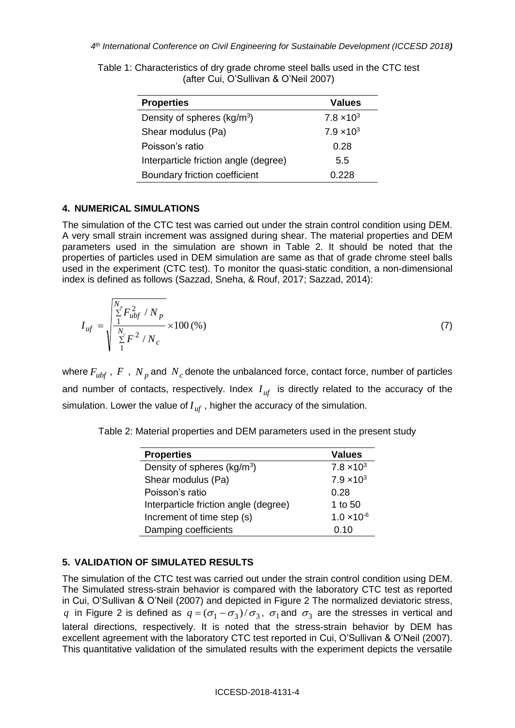Table 1: Characteristics of dry grade chrome steel balls used in the CTC test (after Cui, O'Sullivan & O'Neil 2007)

| Properties | Values |
|---|---|
| Density of spheres (kg/m$^3$) | $7.8 \times 10^3$ |
| Shear modulus (Pa) | $7.9 \times 10^3$ |
| Poisson's ratio | 0.28 |
| Interparticle friction angle (degree) | 5.5 |
| Boundary friction coefficient | 0.228 |

## 4. NUMERICAL SIMULATIONS

The simulation of the CTC test was carried out under the strain control condition using DEM. A very small strain increment was assigned during shear. The material properties and DEM parameters used in the simulation are shown in Table 2. It should be noted that the properties of particles used in DEM simulation are same as that of grade chrome steel balls used in the experiment (CTC test). To monitor the quasi-static condition, a non-dimensional index is defined as follows (Sazzad, Sneha, & Rouf, 2017; Sazzad, 2014):

$$I_{uf} = \sqrt{\frac{\sum_{1}^{N_p} F_{ubf}^2 / N_p}{\sum_{1}^{N_c} F^2 / N_c}} \times 100\,(\%) \tag{7}$$

where $F_{ubf}$, $F$, $N_p$ and $N_c$ denote the unbalanced force, contact force, number of particles and number of contacts, respectively. Index $I_{uf}$ is directly related to the accuracy of the simulation. Lower the value of $I_{uf}$, higher the accuracy of the simulation.

Table 2: Material properties and DEM parameters used in the present study

| Properties | Values |
|---|---|
| Density of spheres (kg/m$^3$) | $7.8 \times 10^3$ |
| Shear modulus (Pa) | $7.9 \times 10^3$ |
| Poisson's ratio | 0.28 |
| Interparticle friction angle (degree) | 1 to 50 |
| Increment of time step (s) | $1.0 \times 10^{-6}$ |
| Damping coefficients | 0.10 |

## 5. VALIDATION OF SIMULATED RESULTS

The simulation of the CTC test was carried out under the strain control condition using DEM. The Simulated stress-strain behavior is compared with the laboratory CTC test as reported in Cui, O'Sullivan & O'Neil (2007) and depicted in Figure 2 The normalized deviatoric stress, $q$ in Figure 2 is defined as $q = (\sigma_1 - \sigma_3)/\sigma_3$, $\sigma_1$ and $\sigma_3$ are the stresses in vertical and lateral directions, respectively. It is noted that the stress-strain behavior by DEM has excellent agreement with the laboratory CTC test reported in Cui, O'Sullivan & O'Neil (2007). This quantitative validation of the simulated results with the experiment depicts the versatile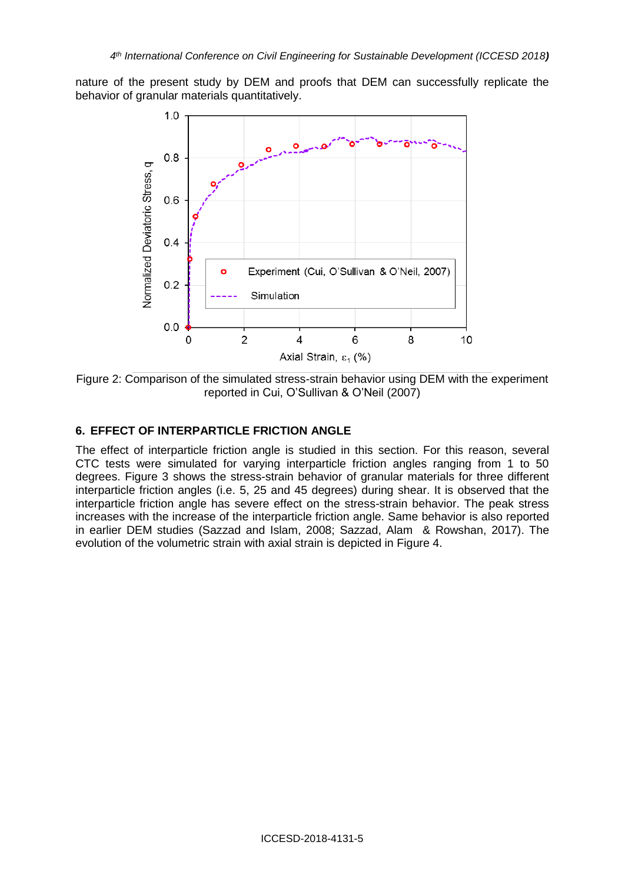nature of the present study by DEM and proofs that DEM can successfully replicate the behavior of granular materials quantitatively.

Figure 2: Comparison of the simulated stress-strain behavior using DEM with the experiment reported in Cui, O'Sullivan & O'Neil (2007)

## 6. EFFECT OF INTERPARTICLE FRICTION ANGLE

The effect of interparticle friction angle is studied in this section. For this reason, several CTC tests were simulated for varying interparticle friction angles ranging from 1 to 50 degrees. Figure 3 shows the stress-strain behavior of granular materials for three different interparticle friction angles (i.e. 5, 25 and 45 degrees) during shear. It is observed that the interparticle friction angle has severe effect on the stress-strain behavior. The peak stress increases with the increase of the interparticle friction angle. Same behavior is also reported in earlier DEM studies (Sazzad and Islam, 2008; Sazzad, Alam & Rowshan, 2017). The evolution of the volumetric strain with axial strain is depicted in Figure 4.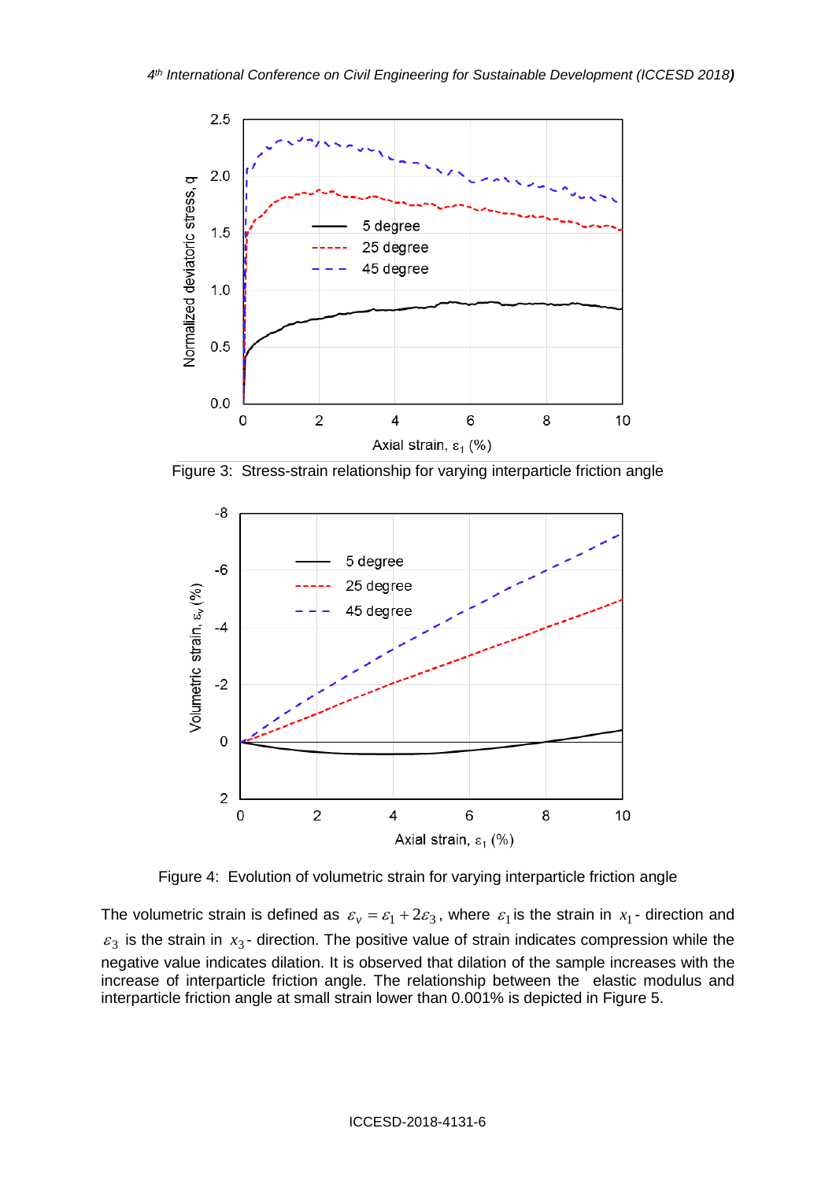Figure 3: Stress-strain relationship for varying interparticle friction angle

Figure 4: Evolution of volumetric strain for varying interparticle friction angle

The volumetric strain is defined as $\varepsilon_v = \varepsilon_1 + 2\varepsilon_3$, where $\varepsilon_1$ is the strain in $x_1$- direction and $\varepsilon_3$ is the strain in $x_3$- direction. The positive value of strain indicates compression while the negative value indicates dilation. It is observed that dilation of the sample increases with the increase of interparticle friction angle. The relationship between the elastic modulus and interparticle friction angle at small strain lower than 0.001% is depicted in Figure 5.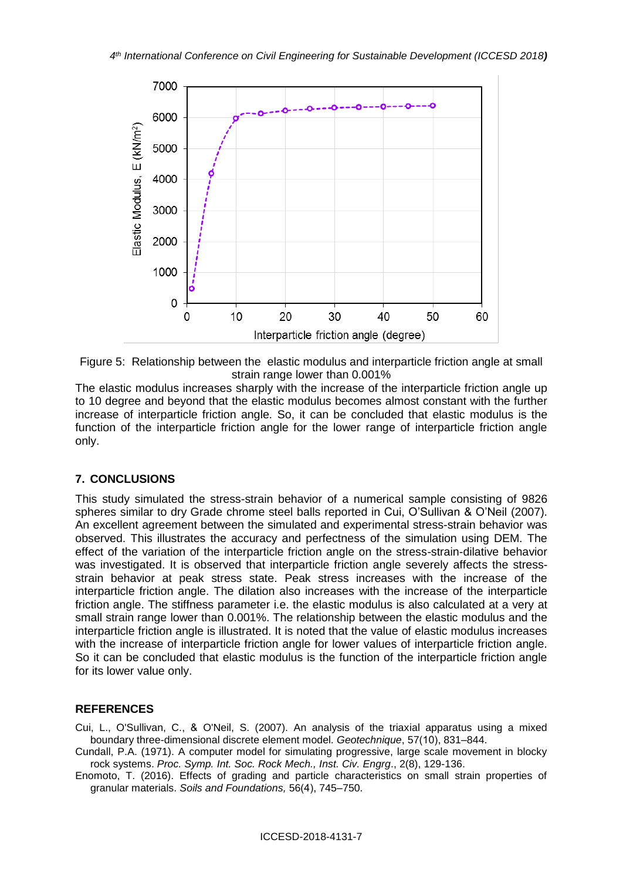Figure 5: Relationship between the elastic modulus and interparticle friction angle at small strain range lower than 0.001%

The elastic modulus increases sharply with the increase of the interparticle friction angle up to 10 degree and beyond that the elastic modulus becomes almost constant with the further increase of interparticle friction angle. So, it can be concluded that elastic modulus is the function of the interparticle friction angle for the lower range of interparticle friction angle only.

## 7. CONCLUSIONS

This study simulated the stress-strain behavior of a numerical sample consisting of 9826 spheres similar to dry Grade chrome steel balls reported in Cui, O'Sullivan & O'Neil (2007). An excellent agreement between the simulated and experimental stress-strain behavior was observed. This illustrates the accuracy and perfectness of the simulation using DEM. The effect of the variation of the interparticle friction angle on the stress-strain-dilative behavior was investigated. It is observed that interparticle friction angle severely affects the stress-strain behavior at peak stress state. Peak stress increases with the increase of the interparticle friction angle. The dilation also increases with the increase of the interparticle friction angle. The stiffness parameter i.e. the elastic modulus is also calculated at a very at small strain range lower than 0.001%. The relationship between the elastic modulus and the interparticle friction angle is illustrated. It is noted that the value of elastic modulus increases with the increase of interparticle friction angle for lower values of interparticle friction angle. So it can be concluded that elastic modulus is the function of the interparticle friction angle for its lower value only.

## REFERENCES

Cui, L., O'Sullivan, C., & O'Neil, S. (2007). An analysis of the triaxial apparatus using a mixed boundary three-dimensional discrete element model. *Geotechnique*, 57(10), 831–844.

Cundall, P.A. (1971). A computer model for simulating progressive, large scale movement in blocky rock systems. *Proc. Symp. Int. Soc. Rock Mech., Inst. Civ. Engrg*., 2(8), 129-136.

Enomoto, T. (2016). Effects of grading and particle characteristics on small strain properties of granular materials. *Soils and Foundations,* 56(4), 745–750.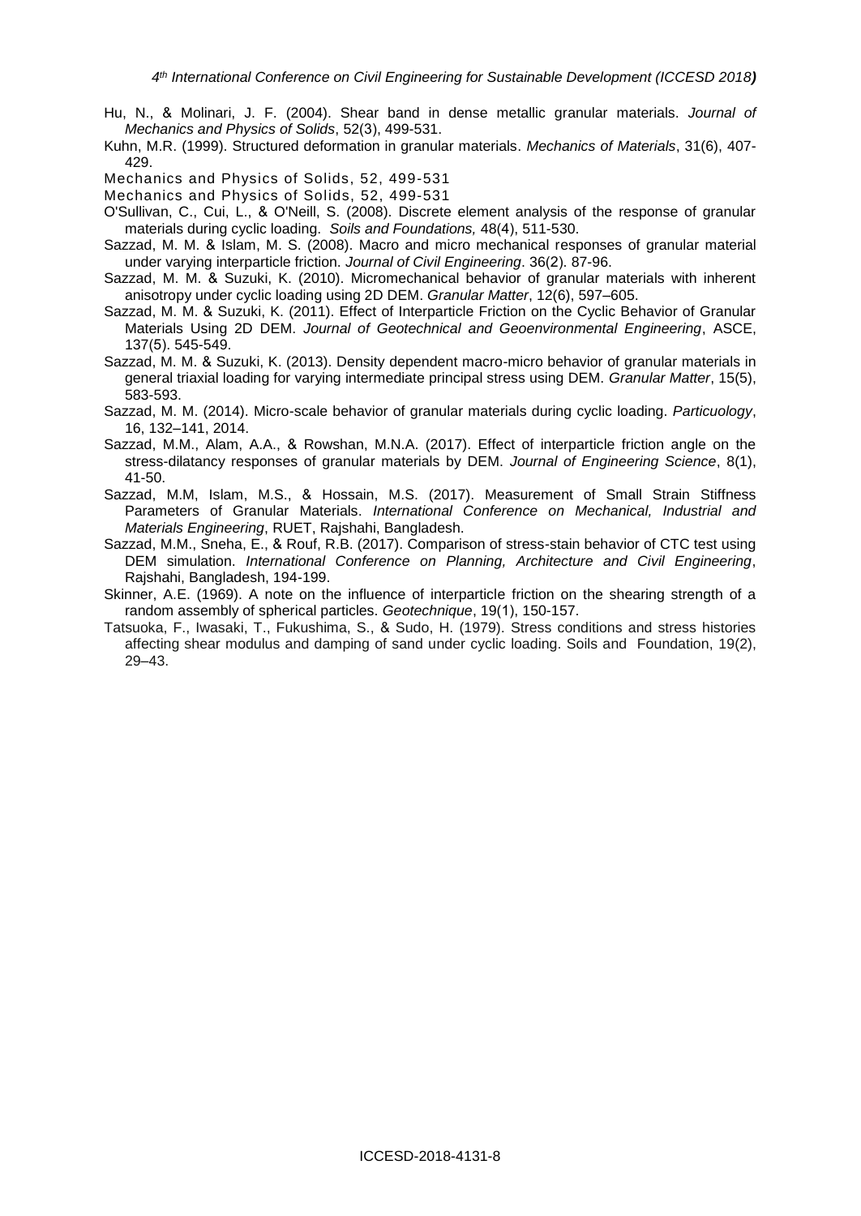Hu, N., & Molinari, J. F. (2004). Shear band in dense metallic granular materials. *Journal of Mechanics and Physics of Solids*, 52(3), 499-531.

Kuhn, M.R. (1999). Structured deformation in granular materials. *Mechanics of Materials*, 31(6), 407-429.

Mechanics and Physics of Solids, 52, 499-531

Mechanics and Physics of Solids, 52, 499-531

O'Sullivan, C., Cui, L., & O'Neill, S. (2008). Discrete element analysis of the response of granular materials during cyclic loading. *Soils and Foundations,* 48(4), 511-530.

Sazzad, M. M. & Islam, M. S. (2008). Macro and micro mechanical responses of granular material under varying interparticle friction. *Journal of Civil Engineering*. 36(2). 87-96.

Sazzad, M. M. & Suzuki, K. (2010). Micromechanical behavior of granular materials with inherent anisotropy under cyclic loading using 2D DEM. *Granular Matter*, 12(6), 597–605.

Sazzad, M. M. & Suzuki, K. (2011). Effect of Interparticle Friction on the Cyclic Behavior of Granular Materials Using 2D DEM. *Journal of Geotechnical and Geoenvironmental Engineering*, ASCE, 137(5). 545-549.

Sazzad, M. M. & Suzuki, K. (2013). Density dependent macro-micro behavior of granular materials in general triaxial loading for varying intermediate principal stress using DEM. *Granular Matter*, 15(5), 583-593.

Sazzad, M. M. (2014). Micro-scale behavior of granular materials during cyclic loading. *Particuology*, 16, 132–141, 2014.

Sazzad, M.M., Alam, A.A., & Rowshan, M.N.A. (2017). Effect of interparticle friction angle on the stress-dilatancy responses of granular materials by DEM. *Journal of Engineering Science*, 8(1), 41-50.

Sazzad, M.M, Islam, M.S., & Hossain, M.S. (2017). Measurement of Small Strain Stiffness Parameters of Granular Materials. *International Conference on Mechanical, Industrial and Materials Engineering*, RUET, Rajshahi, Bangladesh.

Sazzad, M.M., Sneha, E., & Rouf, R.B. (2017). Comparison of stress-stain behavior of CTC test using DEM simulation. *International Conference on Planning, Architecture and Civil Engineering*, Rajshahi, Bangladesh, 194-199.

Skinner, A.E. (1969). A note on the influence of interparticle friction on the shearing strength of a random assembly of spherical particles. *Geotechnique*, 19(1), 150-157.

Tatsuoka, F., Iwasaki, T., Fukushima, S., & Sudo, H. (1979). Stress conditions and stress histories affecting shear modulus and damping of sand under cyclic loading. Soils and Foundation, 19(2), 29–43.